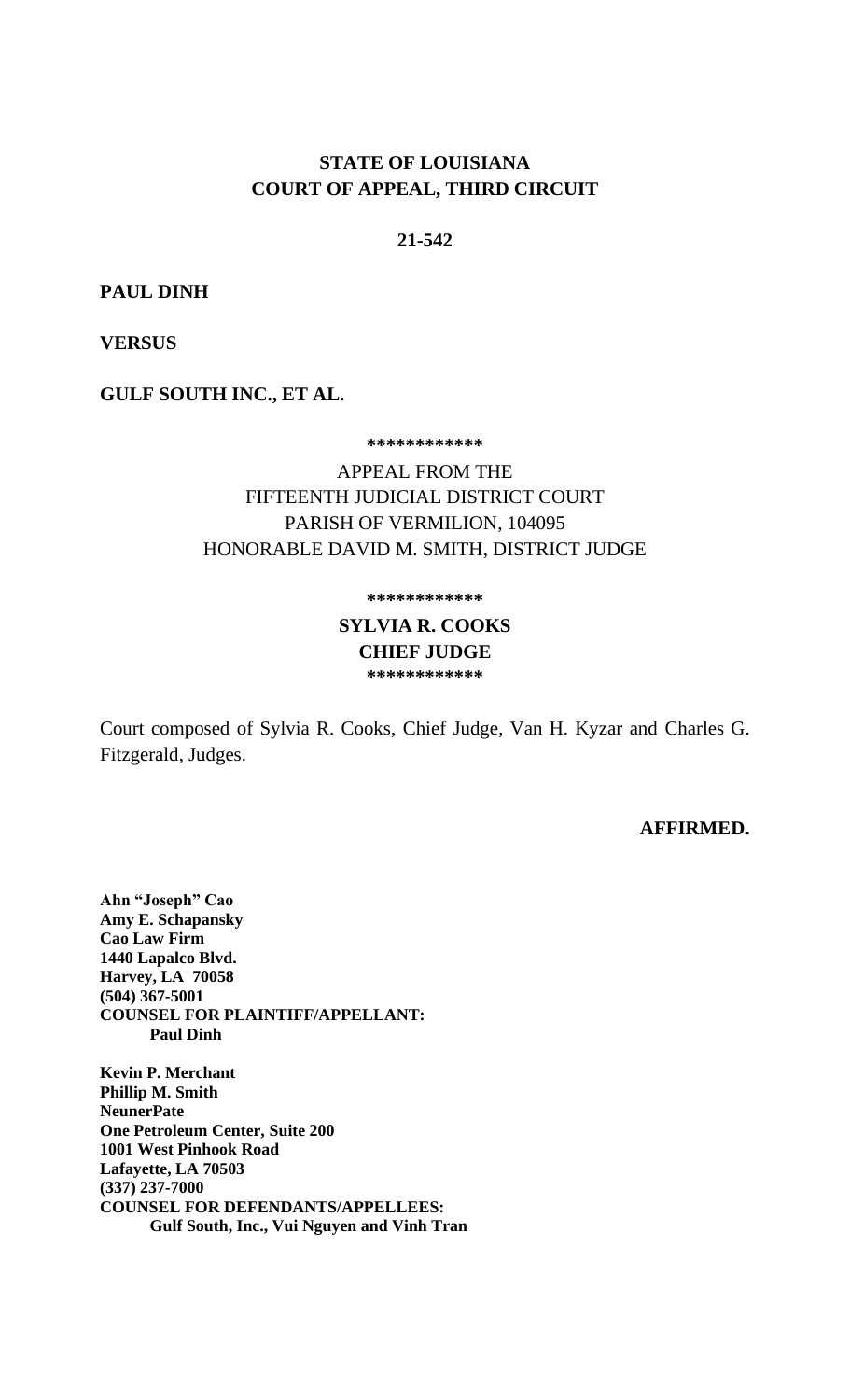**STATE OF LOUISIANA**
**COURT OF APPEAL, THIRD CIRCUIT**

**21-542**

**PAUL DINH**

**VERSUS**

**GULF SOUTH INC., ET AL.**

**************

APPEAL FROM THE
FIFTEENTH JUDICIAL DISTRICT COURT
PARISH OF VERMILION, 104095
HONORABLE DAVID M. SMITH, DISTRICT JUDGE

**************

**SYLVIA R. COOKS**
**CHIEF JUDGE**

**************

Court composed of Sylvia R. Cooks, Chief Judge, Van H. Kyzar and Charles G. Fitzgerald, Judges.

**AFFIRMED.**

**Ahn "Joseph" Cao**
**Amy E. Schapansky**
**Cao Law Firm**
**1440 Lapalco Blvd.**
**Harvey, LA 70058**
**(504) 367-5001**
**COUNSEL FOR PLAINTIFF/APPELLANT:**
**Paul Dinh**

**Kevin P. Merchant**
**Phillip M. Smith**
**NeunerPate**
**One Petroleum Center, Suite 200**
**1001 West Pinhook Road**
**Lafayette, LA 70503**
**(337) 237-7000**
**COUNSEL FOR DEFENDANTS/APPELLEES:**
**Gulf South, Inc., Vui Nguyen and Vinh Tran**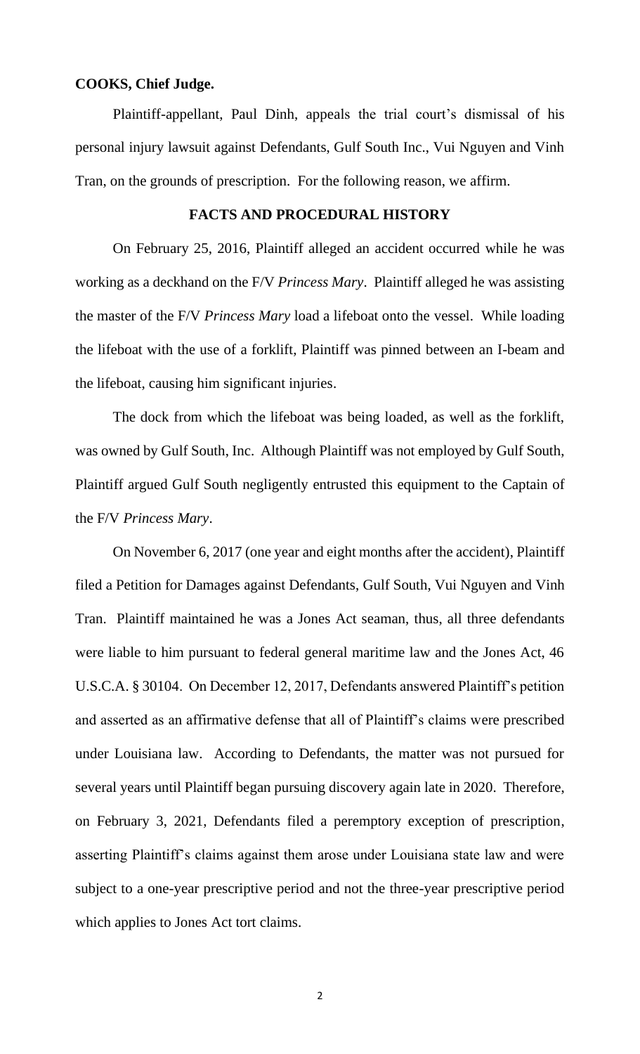**COOKS, Chief Judge.**

Plaintiff-appellant, Paul Dinh, appeals the trial court's dismissal of his personal injury lawsuit against Defendants, Gulf South Inc., Vui Nguyen and Vinh Tran, on the grounds of prescription. For the following reason, we affirm.

## FACTS AND PROCEDURAL HISTORY

On February 25, 2016, Plaintiff alleged an accident occurred while he was working as a deckhand on the F/V *Princess Mary*. Plaintiff alleged he was assisting the master of the F/V *Princess Mary* load a lifeboat onto the vessel. While loading the lifeboat with the use of a forklift, Plaintiff was pinned between an I-beam and the lifeboat, causing him significant injuries.

The dock from which the lifeboat was being loaded, as well as the forklift, was owned by Gulf South, Inc. Although Plaintiff was not employed by Gulf South, Plaintiff argued Gulf South negligently entrusted this equipment to the Captain of the F/V *Princess Mary*.

On November 6, 2017 (one year and eight months after the accident), Plaintiff filed a Petition for Damages against Defendants, Gulf South, Vui Nguyen and Vinh Tran. Plaintiff maintained he was a Jones Act seaman, thus, all three defendants were liable to him pursuant to federal general maritime law and the Jones Act, 46 U.S.C.A. § 30104. On December 12, 2017, Defendants answered Plaintiff's petition and asserted as an affirmative defense that all of Plaintiff's claims were prescribed under Louisiana law. According to Defendants, the matter was not pursued for several years until Plaintiff began pursuing discovery again late in 2020. Therefore, on February 3, 2021, Defendants filed a peremptory exception of prescription, asserting Plaintiff's claims against them arose under Louisiana state law and were subject to a one-year prescriptive period and not the three-year prescriptive period which applies to Jones Act tort claims.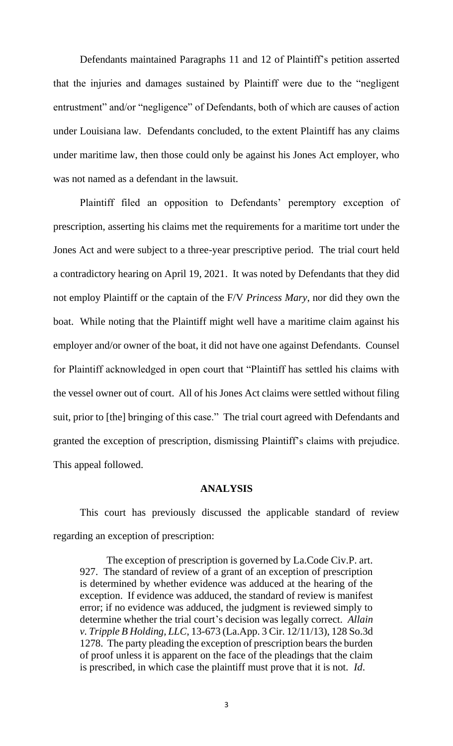Defendants maintained Paragraphs 11 and 12 of Plaintiff's petition asserted that the injuries and damages sustained by Plaintiff were due to the "negligent entrustment" and/or "negligence" of Defendants, both of which are causes of action under Louisiana law. Defendants concluded, to the extent Plaintiff has any claims under maritime law, then those could only be against his Jones Act employer, who was not named as a defendant in the lawsuit.

Plaintiff filed an opposition to Defendants' peremptory exception of prescription, asserting his claims met the requirements for a maritime tort under the Jones Act and were subject to a three-year prescriptive period. The trial court held a contradictory hearing on April 19, 2021. It was noted by Defendants that they did not employ Plaintiff or the captain of the F/V *Princess Mary*, nor did they own the boat. While noting that the Plaintiff might well have a maritime claim against his employer and/or owner of the boat, it did not have one against Defendants. Counsel for Plaintiff acknowledged in open court that "Plaintiff has settled his claims with the vessel owner out of court. All of his Jones Act claims were settled without filing suit, prior to [the] bringing of this case." The trial court agreed with Defendants and granted the exception of prescription, dismissing Plaintiff's claims with prejudice. This appeal followed.

## ANALYSIS

This court has previously discussed the applicable standard of review regarding an exception of prescription:

> The exception of prescription is governed by La.Code Civ.P. art. 927. The standard of review of a grant of an exception of prescription is determined by whether evidence was adduced at the hearing of the exception. If evidence was adduced, the standard of review is manifest error; if no evidence was adduced, the judgment is reviewed simply to determine whether the trial court's decision was legally correct. *Allain v. Tripple B Holding, LLC*, 13-673 (La.App. 3 Cir. 12/11/13), 128 So.3d 1278. The party pleading the exception of prescription bears the burden of proof unless it is apparent on the face of the pleadings that the claim is prescribed, in which case the plaintiff must prove that it is not. *Id*.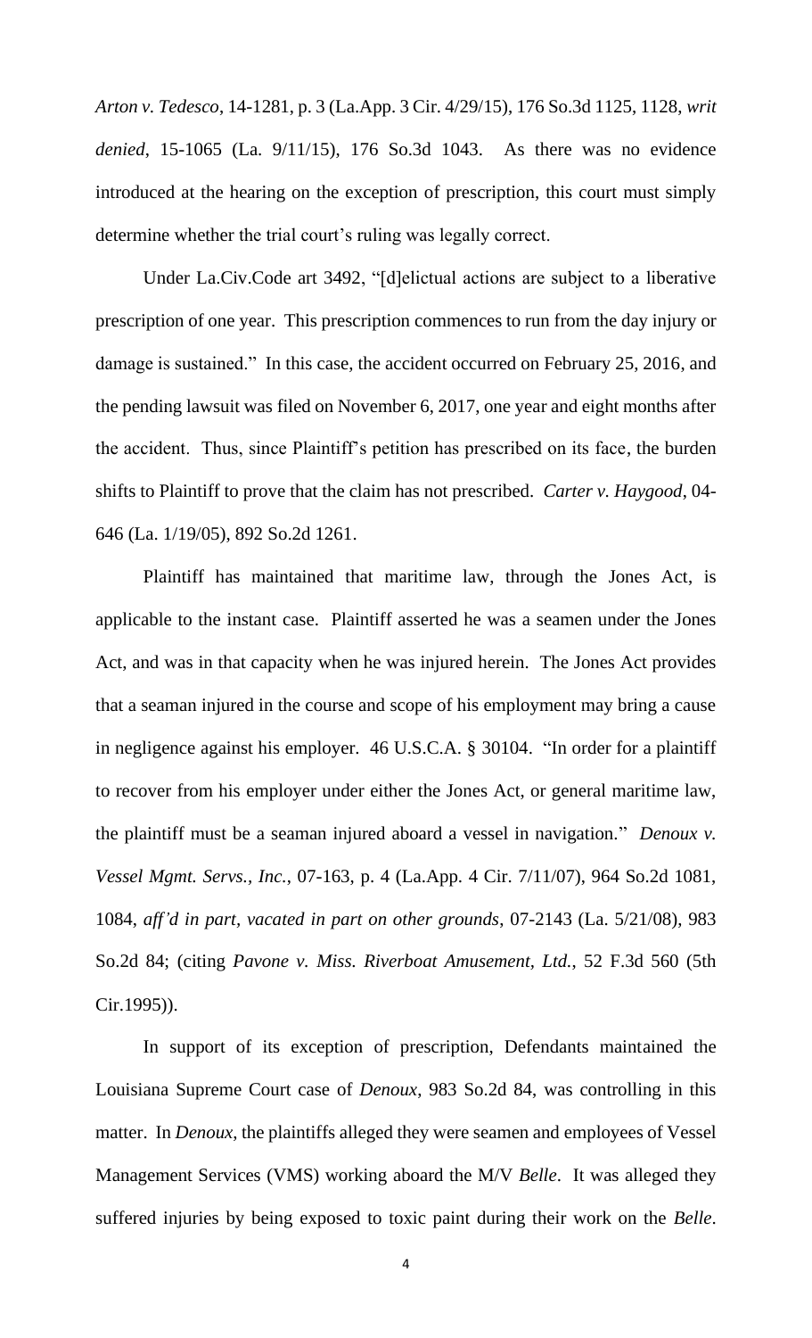*Arton v. Tedesco*, 14-1281, p. 3 (La.App. 3 Cir. 4/29/15), 176 So.3d 1125, 1128, *writ denied*, 15-1065 (La. 9/11/15), 176 So.3d 1043. As there was no evidence introduced at the hearing on the exception of prescription, this court must simply determine whether the trial court's ruling was legally correct.

Under La.Civ.Code art 3492, "[d]elictual actions are subject to a liberative prescription of one year. This prescription commences to run from the day injury or damage is sustained." In this case, the accident occurred on February 25, 2016, and the pending lawsuit was filed on November 6, 2017, one year and eight months after the accident. Thus, since Plaintiff's petition has prescribed on its face, the burden shifts to Plaintiff to prove that the claim has not prescribed. *Carter v. Haygood*, 04-646 (La. 1/19/05), 892 So.2d 1261.

Plaintiff has maintained that maritime law, through the Jones Act, is applicable to the instant case. Plaintiff asserted he was a seamen under the Jones Act, and was in that capacity when he was injured herein. The Jones Act provides that a seaman injured in the course and scope of his employment may bring a cause in negligence against his employer. 46 U.S.C.A. § 30104. "In order for a plaintiff to recover from his employer under either the Jones Act, or general maritime law, the plaintiff must be a seaman injured aboard a vessel in navigation." *Denoux v. Vessel Mgmt. Servs., Inc.*, 07-163, p. 4 (La.App. 4 Cir. 7/11/07), 964 So.2d 1081, 1084, *aff'd in part, vacated in part on other grounds*, 07-2143 (La. 5/21/08), 983 So.2d 84; (citing *Pavone v. Miss. Riverboat Amusement, Ltd.*, 52 F.3d 560 (5th Cir.1995)).

In support of its exception of prescription, Defendants maintained the Louisiana Supreme Court case of *Denoux*, 983 So.2d 84, was controlling in this matter. In *Denoux*, the plaintiffs alleged they were seamen and employees of Vessel Management Services (VMS) working aboard the M/V *Belle*. It was alleged they suffered injuries by being exposed to toxic paint during their work on the *Belle*.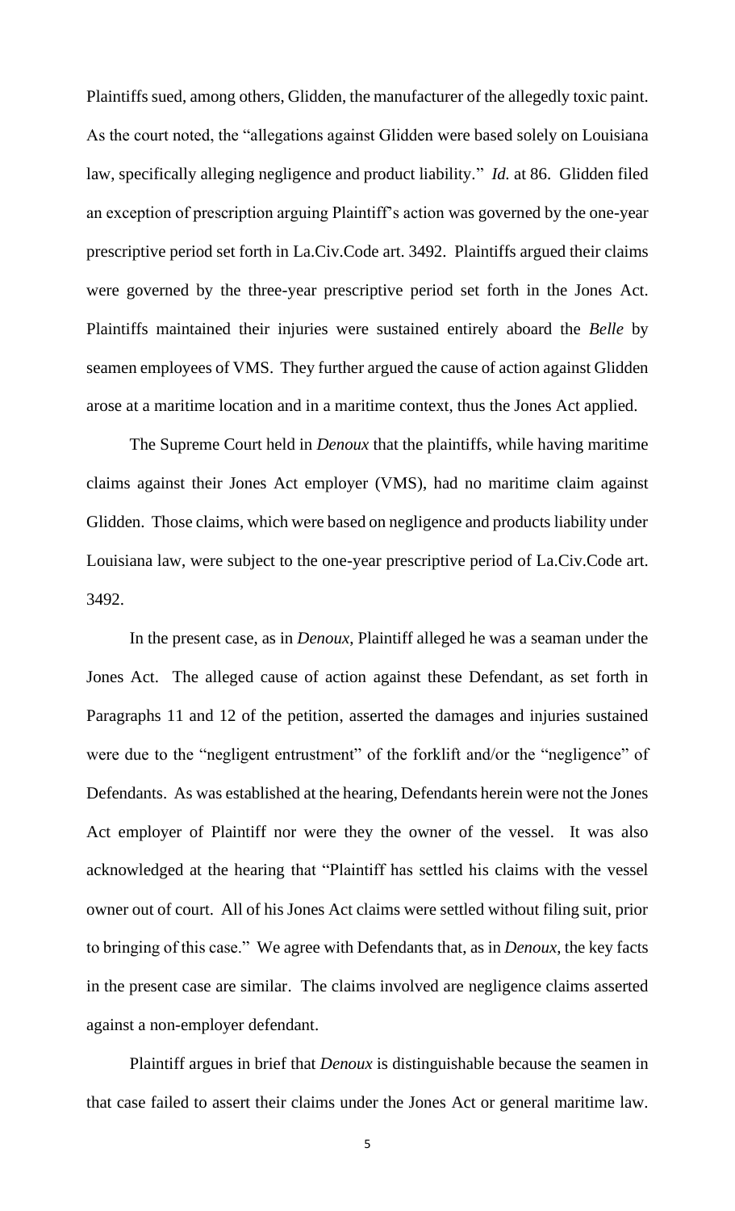Plaintiffs sued, among others, Glidden, the manufacturer of the allegedly toxic paint. As the court noted, the "allegations against Glidden were based solely on Louisiana law, specifically alleging negligence and product liability." *Id.* at 86. Glidden filed an exception of prescription arguing Plaintiff's action was governed by the one-year prescriptive period set forth in La.Civ.Code art. 3492. Plaintiffs argued their claims were governed by the three-year prescriptive period set forth in the Jones Act. Plaintiffs maintained their injuries were sustained entirely aboard the *Belle* by seamen employees of VMS. They further argued the cause of action against Glidden arose at a maritime location and in a maritime context, thus the Jones Act applied.

The Supreme Court held in *Denoux* that the plaintiffs, while having maritime claims against their Jones Act employer (VMS), had no maritime claim against Glidden. Those claims, which were based on negligence and products liability under Louisiana law, were subject to the one-year prescriptive period of La.Civ.Code art. 3492.

In the present case, as in *Denoux*, Plaintiff alleged he was a seaman under the Jones Act. The alleged cause of action against these Defendant, as set forth in Paragraphs 11 and 12 of the petition, asserted the damages and injuries sustained were due to the "negligent entrustment" of the forklift and/or the "negligence" of Defendants. As was established at the hearing, Defendants herein were not the Jones Act employer of Plaintiff nor were they the owner of the vessel. It was also acknowledged at the hearing that "Plaintiff has settled his claims with the vessel owner out of court. All of his Jones Act claims were settled without filing suit, prior to bringing of this case." We agree with Defendants that, as in *Denoux*, the key facts in the present case are similar. The claims involved are negligence claims asserted against a non-employer defendant.

Plaintiff argues in brief that *Denoux* is distinguishable because the seamen in that case failed to assert their claims under the Jones Act or general maritime law.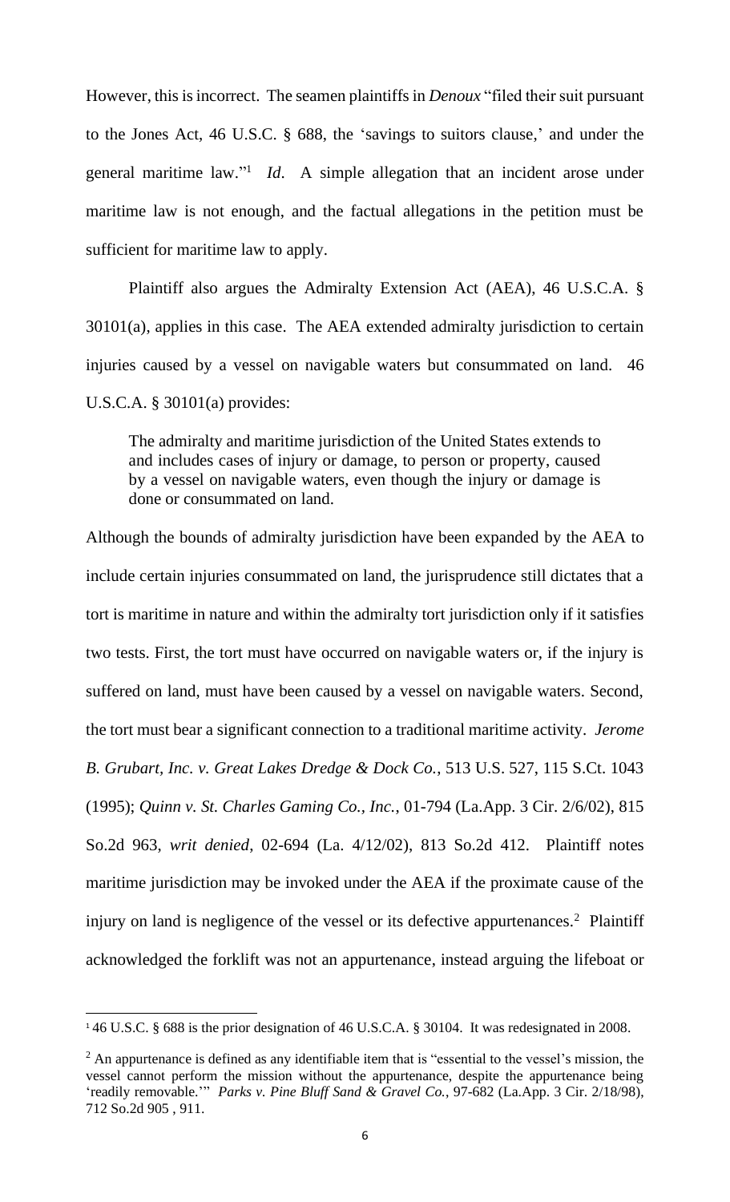However, this is incorrect. The seamen plaintiffs in *Denoux* "filed their suit pursuant to the Jones Act, 46 U.S.C. § 688, the 'savings to suitors clause,' and under the general maritime law."[1] *Id*. A simple allegation that an incident arose under maritime law is not enough, and the factual allegations in the petition must be sufficient for maritime law to apply.

Plaintiff also argues the Admiralty Extension Act (AEA), 46 U.S.C.A. § 30101(a), applies in this case. The AEA extended admiralty jurisdiction to certain injuries caused by a vessel on navigable waters but consummated on land. 46 U.S.C.A. § 30101(a) provides:

> The admiralty and maritime jurisdiction of the United States extends to and includes cases of injury or damage, to person or property, caused by a vessel on navigable waters, even though the injury or damage is done or consummated on land.

Although the bounds of admiralty jurisdiction have been expanded by the AEA to include certain injuries consummated on land, the jurisprudence still dictates that a tort is maritime in nature and within the admiralty tort jurisdiction only if it satisfies two tests. First, the tort must have occurred on navigable waters or, if the injury is suffered on land, must have been caused by a vessel on navigable waters. Second, the tort must bear a significant connection to a traditional maritime activity. *Jerome B. Grubart, Inc. v. Great Lakes Dredge & Dock Co.*, 513 U.S. 527, 115 S.Ct. 1043 (1995); *Quinn v. St. Charles Gaming Co., Inc.*, 01-794 (La.App. 3 Cir. 2/6/02), 815 So.2d 963, *writ denied*, 02-694 (La. 4/12/02), 813 So.2d 412. Plaintiff notes maritime jurisdiction may be invoked under the AEA if the proximate cause of the injury on land is negligence of the vessel or its defective appurtenances.[2] Plaintiff acknowledged the forklift was not an appurtenance, instead arguing the lifeboat or

---

[1] 46 U.S.C. § 688 is the prior designation of 46 U.S.C.A. § 30104. It was redesignated in 2008.

[2] An appurtenance is defined as any identifiable item that is "essential to the vessel's mission, the vessel cannot perform the mission without the appurtenance, despite the appurtenance being 'readily removable.'" *Parks v. Pine Bluff Sand & Gravel Co.*, 97-682 (La.App. 3 Cir. 2/18/98), 712 So.2d 905 , 911.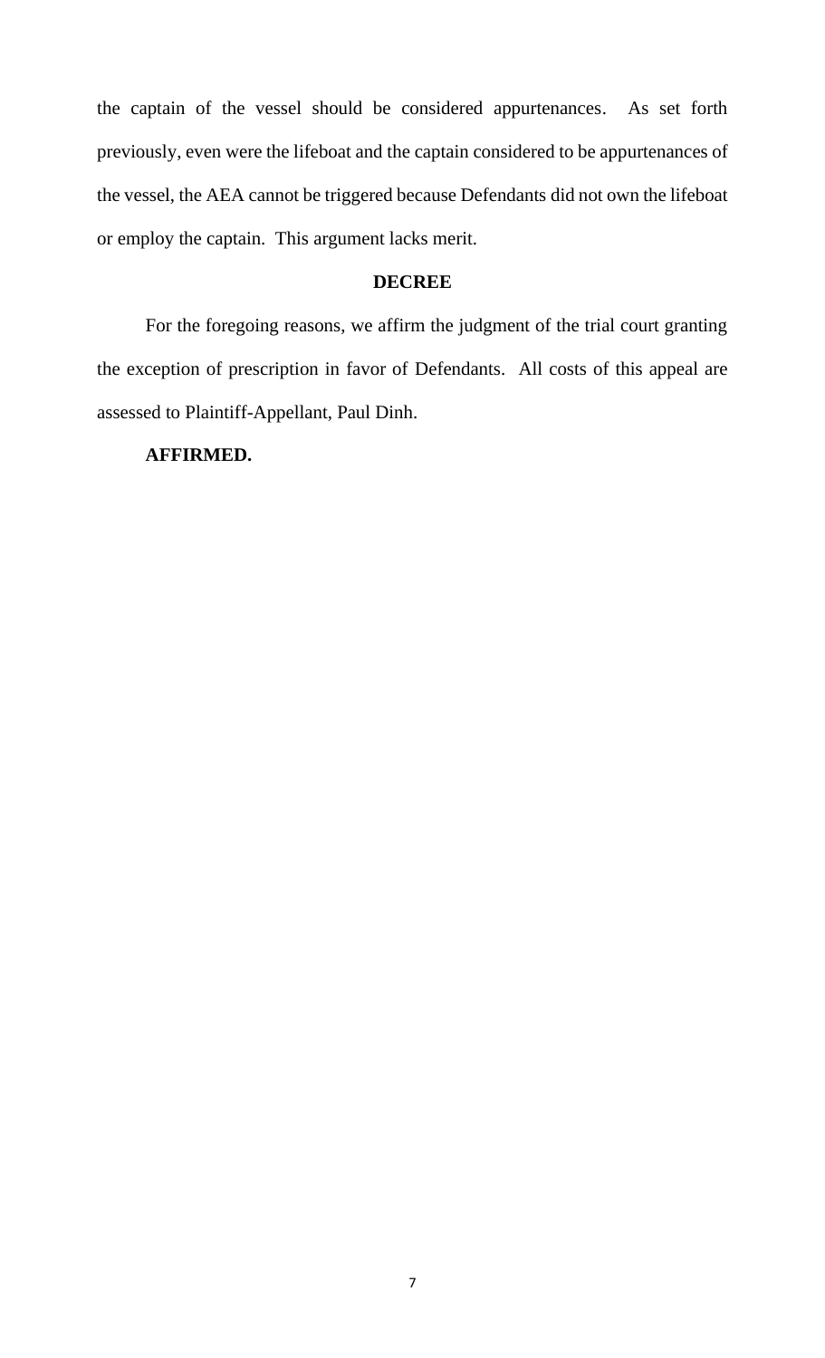the captain of the vessel should be considered appurtenances. As set forth previously, even were the lifeboat and the captain considered to be appurtenances of the vessel, the AEA cannot be triggered because Defendants did not own the lifeboat or employ the captain. This argument lacks merit.

## DECREE

For the foregoing reasons, we affirm the judgment of the trial court granting the exception of prescription in favor of Defendants. All costs of this appeal are assessed to Plaintiff-Appellant, Paul Dinh.

**AFFIRMED.**